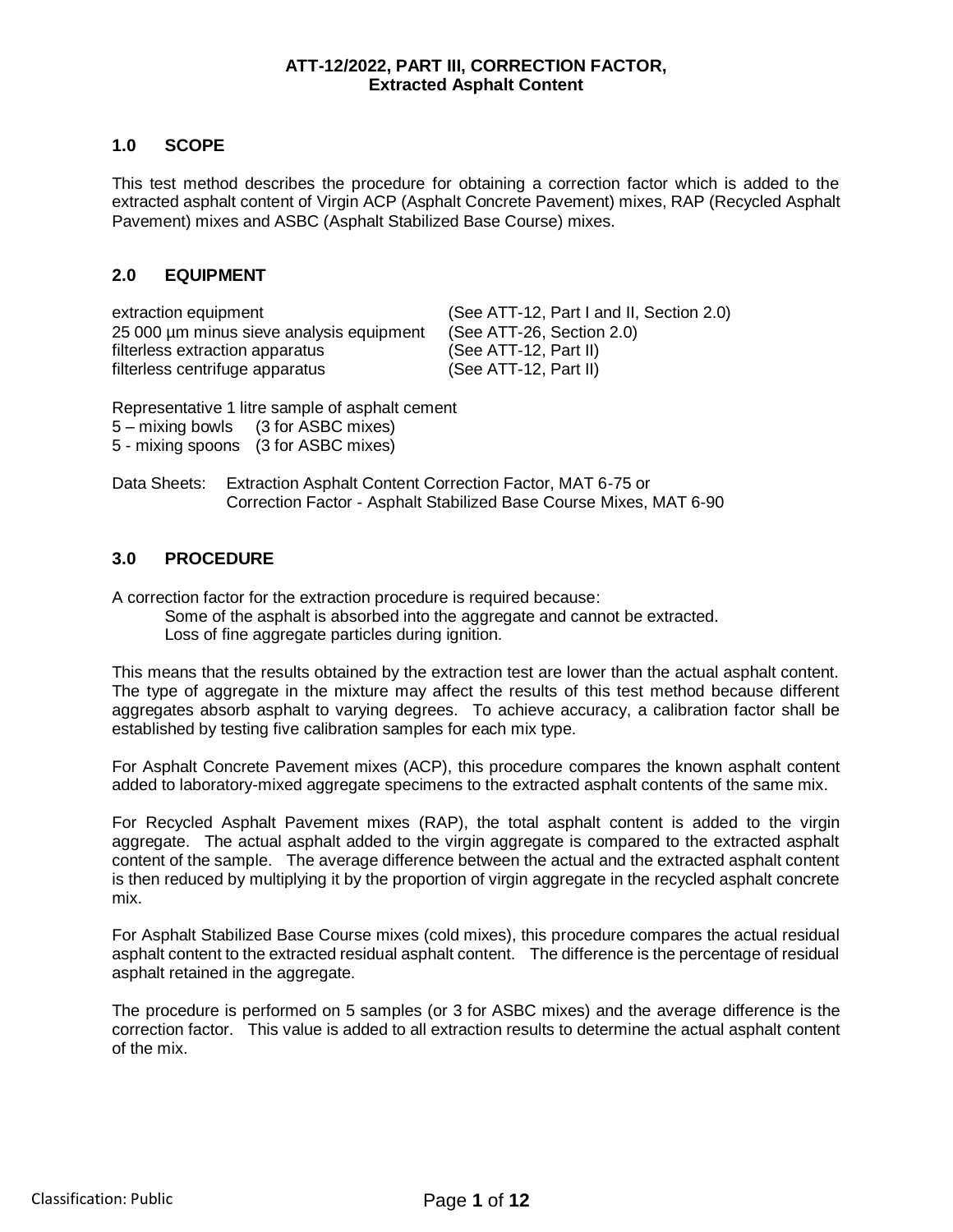# ATT-12/2022, PART III, CORRECTION FACTOR, Extracted Asphalt Content

## 1.0 SCOPE

This test method describes the procedure for obtaining a correction factor which is added to the extracted asphalt content of Virgin ACP (Asphalt Concrete Pavement) mixes, RAP (Recycled Asphalt Pavement) mixes and ASBC (Asphalt Stabilized Base Course) mixes.

## 2.0 EQUIPMENT

| | |
|---|---|
| extraction equipment | (See ATT-12, Part I and II, Section 2.0) |
| 25 000 µm minus sieve analysis equipment | (See ATT-26, Section 2.0) |
| filterless extraction apparatus | (See ATT-12, Part II) |
| filterless centrifuge apparatus | (See ATT-12, Part II) |

Representative 1 litre sample of asphalt cement
5 – mixing bowls (3 for ASBC mixes)
5 - mixing spoons (3 for ASBC mixes)

Data Sheets: Extraction Asphalt Content Correction Factor, MAT 6-75 or
Correction Factor - Asphalt Stabilized Base Course Mixes, MAT 6-90

## 3.0 PROCEDURE

A correction factor for the extraction procedure is required because:

Some of the asphalt is absorbed into the aggregate and cannot be extracted.
Loss of fine aggregate particles during ignition.

This means that the results obtained by the extraction test are lower than the actual asphalt content. The type of aggregate in the mixture may affect the results of this test method because different aggregates absorb asphalt to varying degrees. To achieve accuracy, a calibration factor shall be established by testing five calibration samples for each mix type.

For Asphalt Concrete Pavement mixes (ACP), this procedure compares the known asphalt content added to laboratory-mixed aggregate specimens to the extracted asphalt contents of the same mix.

For Recycled Asphalt Pavement mixes (RAP), the total asphalt content is added to the virgin aggregate. The actual asphalt added to the virgin aggregate is compared to the extracted asphalt content of the sample. The average difference between the actual and the extracted asphalt content is then reduced by multiplying it by the proportion of virgin aggregate in the recycled asphalt concrete mix.

For Asphalt Stabilized Base Course mixes (cold mixes), this procedure compares the actual residual asphalt content to the extracted residual asphalt content. The difference is the percentage of residual asphalt retained in the aggregate.

The procedure is performed on 5 samples (or 3 for ASBC mixes) and the average difference is the correction factor. This value is added to all extraction results to determine the actual asphalt content of the mix.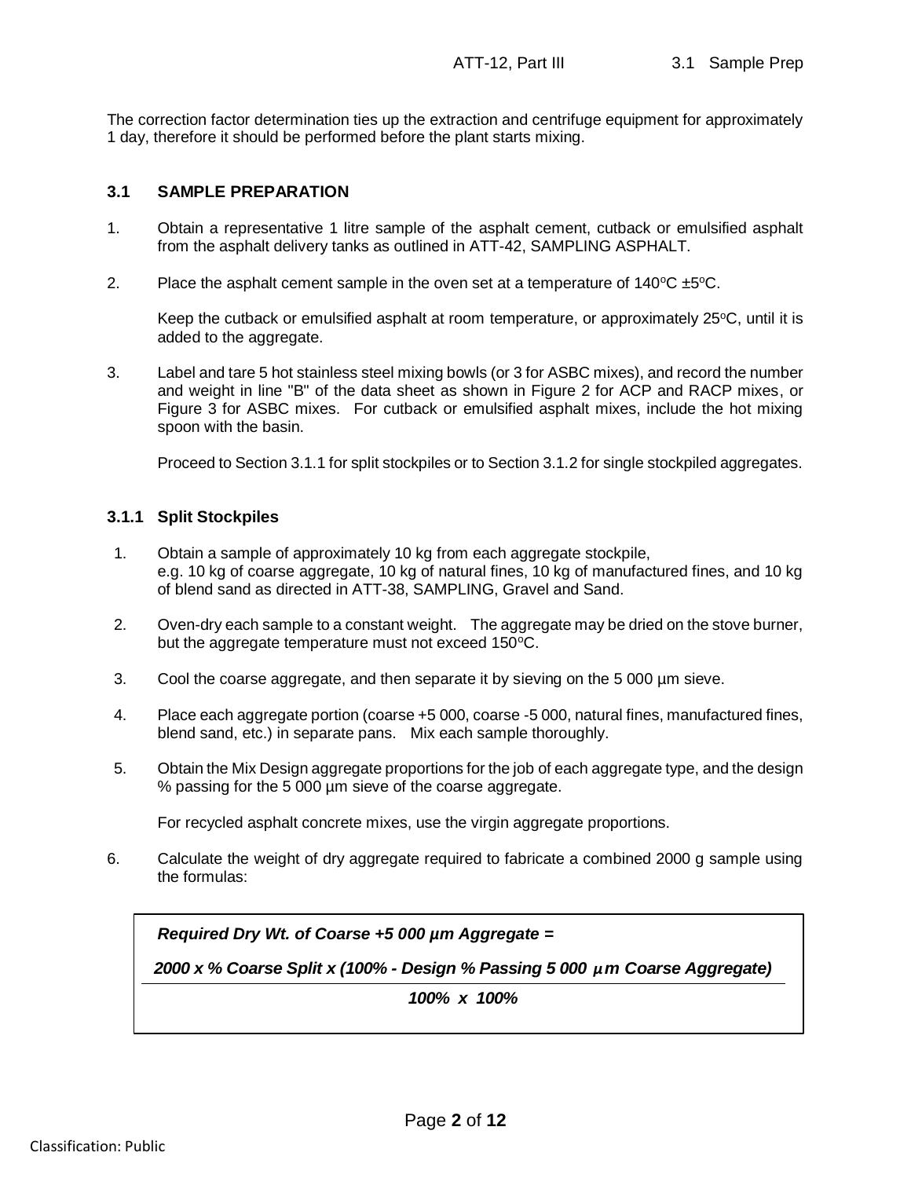The correction factor determination ties up the extraction and centrifuge equipment for approximately 1 day, therefore it should be performed before the plant starts mixing.

### 3.1 SAMPLE PREPARATION

1. Obtain a representative 1 litre sample of the asphalt cement, cutback or emulsified asphalt from the asphalt delivery tanks as outlined in ATT-42, SAMPLING ASPHALT.

2. Place the asphalt cement sample in the oven set at a temperature of 140°C ±5°C.

   Keep the cutback or emulsified asphalt at room temperature, or approximately 25°C, until it is added to the aggregate.

3. Label and tare 5 hot stainless steel mixing bowls (or 3 for ASBC mixes), and record the number and weight in line "B" of the data sheet as shown in Figure 2 for ACP and RACP mixes, or Figure 3 for ASBC mixes. For cutback or emulsified asphalt mixes, include the hot mixing spoon with the basin.

   Proceed to Section 3.1.1 for split stockpiles or to Section 3.1.2 for single stockpiled aggregates.

#### 3.1.1 Split Stockpiles

1. Obtain a sample of approximately 10 kg from each aggregate stockpile, e.g. 10 kg of coarse aggregate, 10 kg of natural fines, 10 kg of manufactured fines, and 10 kg of blend sand as directed in ATT-38, SAMPLING, Gravel and Sand.

2. Oven-dry each sample to a constant weight. The aggregate may be dried on the stove burner, but the aggregate temperature must not exceed 150°C.

3. Cool the coarse aggregate, and then separate it by sieving on the 5 000 µm sieve.

4. Place each aggregate portion (coarse +5 000, coarse -5 000, natural fines, manufactured fines, blend sand, etc.) in separate pans. Mix each sample thoroughly.

5. Obtain the Mix Design aggregate proportions for the job of each aggregate type, and the design % passing for the 5 000 µm sieve of the coarse aggregate.

   For recycled asphalt concrete mixes, use the virgin aggregate proportions.

6. Calculate the weight of dry aggregate required to fabricate a combined 2000 g sample using the formulas:

***Required Dry Wt. of Coarse +5 000 µm Aggregate =***

$$\frac{2000 \times \%\ \text{Coarse Split} \times (100\% - \text{Design}\ \%\ \text{Passing 5 000}\ \mu\text{m Coarse Aggregate})}{100\% \times 100\%}$$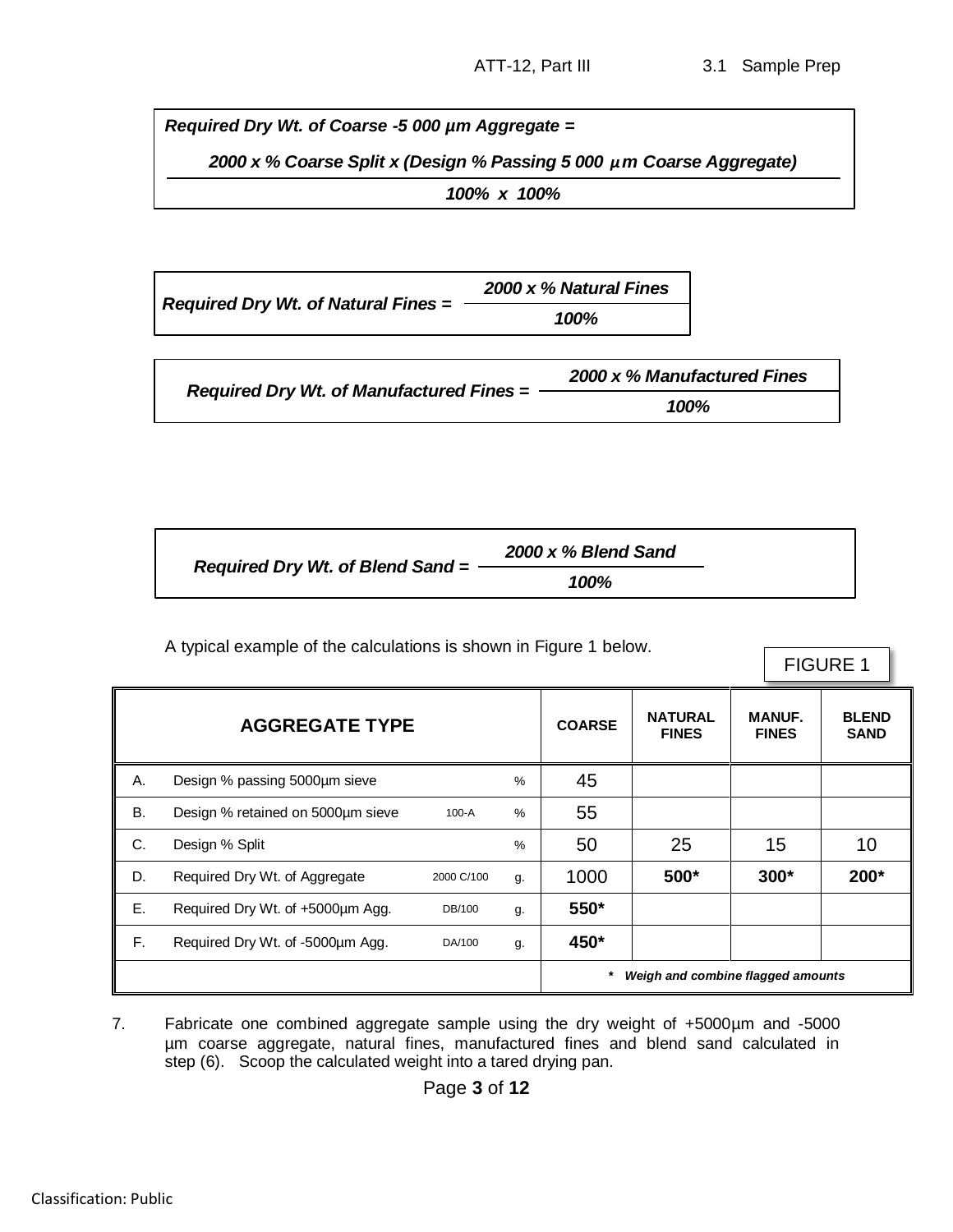$$\textbf{\textit{Required Dry Wt. of Coarse -5 000 µm Aggregate}} = \frac{\textit{2000} \times \textit{\% Coarse Split} \times \textit{(Design \% Passing 5 000 µm Coarse Aggregate)}}{\textit{100\%} \times \textit{100\%}}$$

$$\textit{Required Dry Wt. of Natural Fines} = \frac{\textit{2000} \times \textit{\% Natural Fines}}{\textit{100\%}}$$

$$\textit{Required Dry Wt. of Manufactured Fines} = \frac{\textit{2000} \times \textit{\% Manufactured Fines}}{\textit{100\%}}$$

$$\textit{Required Dry Wt. of Blend Sand} = \frac{\textit{2000} \times \textit{\% Blend Sand}}{\textit{100\%}}$$

A typical example of the calculations is shown in Figure 1 below.

FIGURE 1

| | AGGREGATE TYPE | | | COARSE | NATURAL FINES | MANUF. FINES | BLEND SAND |
|---|---|---|---|---|---|---|---|
| A. | Design % passing 5000µm sieve | | % | 45 | | | |
| B. | Design % retained on 5000µm sieve | 100-A | % | 55 | | | |
| C. | Design % Split | | % | 50 | 25 | 15 | 10 |
| D. | Required Dry Wt. of Aggregate | 2000 C/100 | g. | 1000 | **500*** | **300*** | **200*** |
| E. | Required Dry Wt. of +5000µm Agg. | DB/100 | g. | **550*** | | | |
| F. | Required Dry Wt. of -5000µm Agg. | DA/100 | g. | **450*** | | | |
| | | | | ***  Weigh and combine flagged amounts** | | | |

7. Fabricate one combined aggregate sample using the dry weight of +5000µm and -5000 µm coarse aggregate, natural fines, manufactured fines and blend sand calculated in step (6). Scoop the calculated weight into a tared drying pan.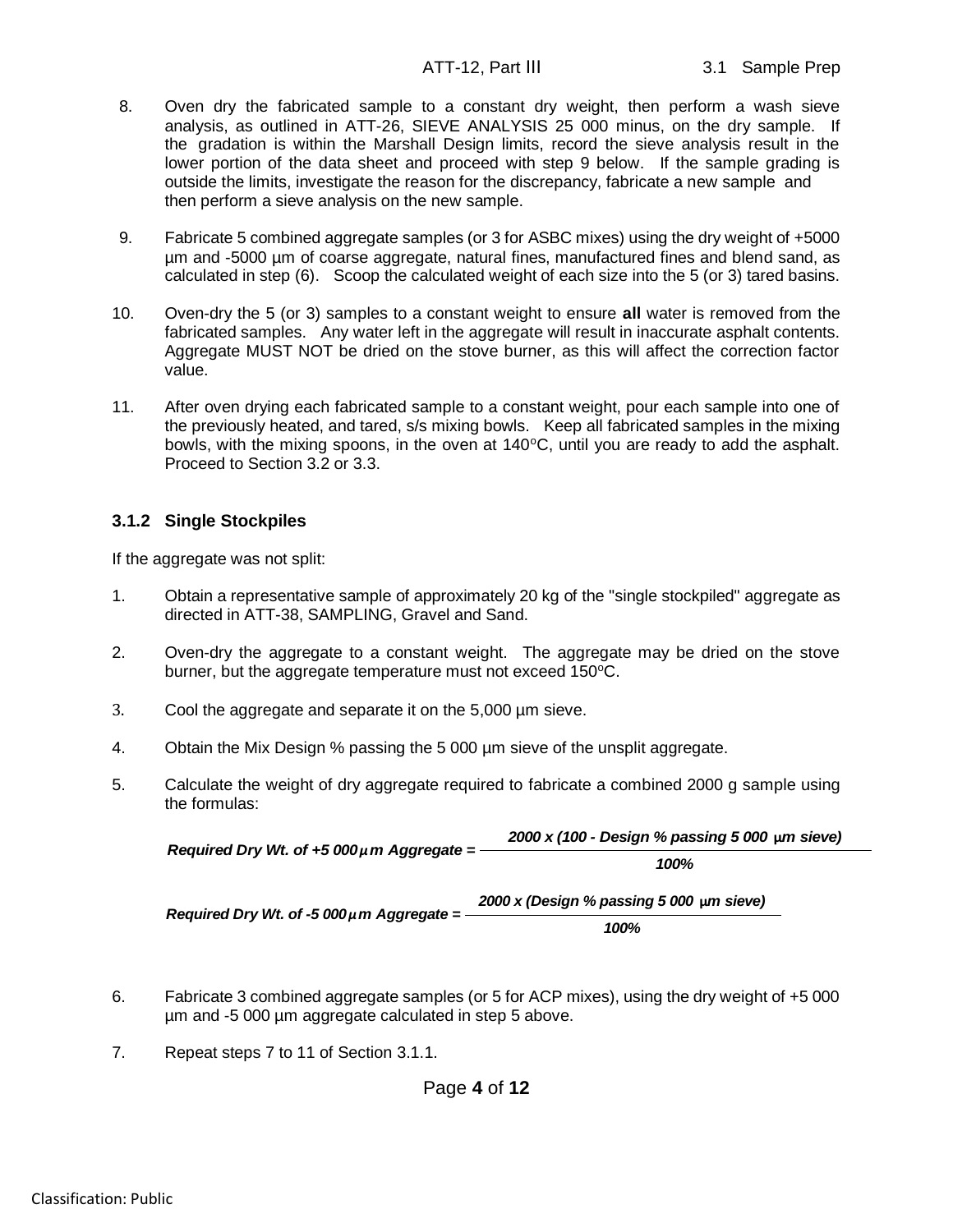8. Oven dry the fabricated sample to a constant dry weight, then perform a wash sieve analysis, as outlined in ATT-26, SIEVE ANALYSIS 25 000 minus, on the dry sample. If the gradation is within the Marshall Design limits, record the sieve analysis result in the lower portion of the data sheet and proceed with step 9 below. If the sample grading is outside the limits, investigate the reason for the discrepancy, fabricate a new sample and then perform a sieve analysis on the new sample.

9. Fabricate 5 combined aggregate samples (or 3 for ASBC mixes) using the dry weight of +5000 µm and -5000 µm of coarse aggregate, natural fines, manufactured fines and blend sand, as calculated in step (6). Scoop the calculated weight of each size into the 5 (or 3) tared basins.

10. Oven-dry the 5 (or 3) samples to a constant weight to ensure **all** water is removed from the fabricated samples. Any water left in the aggregate will result in inaccurate asphalt contents. Aggregate MUST NOT be dried on the stove burner, as this will affect the correction factor value.

11. After oven drying each fabricated sample to a constant weight, pour each sample into one of the previously heated, and tared, s/s mixing bowls. Keep all fabricated samples in the mixing bowls, with the mixing spoons, in the oven at 140°C, until you are ready to add the asphalt. Proceed to Section 3.2 or 3.3.

### 3.1.2 Single Stockpiles

If the aggregate was not split:

1. Obtain a representative sample of approximately 20 kg of the "single stockpiled" aggregate as directed in ATT-38, SAMPLING, Gravel and Sand.

2. Oven-dry the aggregate to a constant weight. The aggregate may be dried on the stove burner, but the aggregate temperature must not exceed 150°C.

3. Cool the aggregate and separate it on the 5,000 µm sieve.

4. Obtain the Mix Design % passing the 5 000 µm sieve of the unsplit aggregate.

5. Calculate the weight of dry aggregate required to fabricate a combined 2000 g sample using the formulas:

$$\textit{Required Dry Wt. of +5 000}\,\mu m\textit{ Aggregate} = \frac{2000 \times (100 - \text{Design \% passing 5 000 } \mu m \text{ sieve})}{100\%}$$

$$\textit{Required Dry Wt. of -5 000}\,\mu m\textit{ Aggregate} = \frac{2000 \times (\text{Design \% passing 5 000 } \mu m \text{ sieve})}{100\%}$$

6. Fabricate 3 combined aggregate samples (or 5 for ACP mixes), using the dry weight of +5 000 µm and -5 000 µm aggregate calculated in step 5 above.

7. Repeat steps 7 to 11 of Section 3.1.1.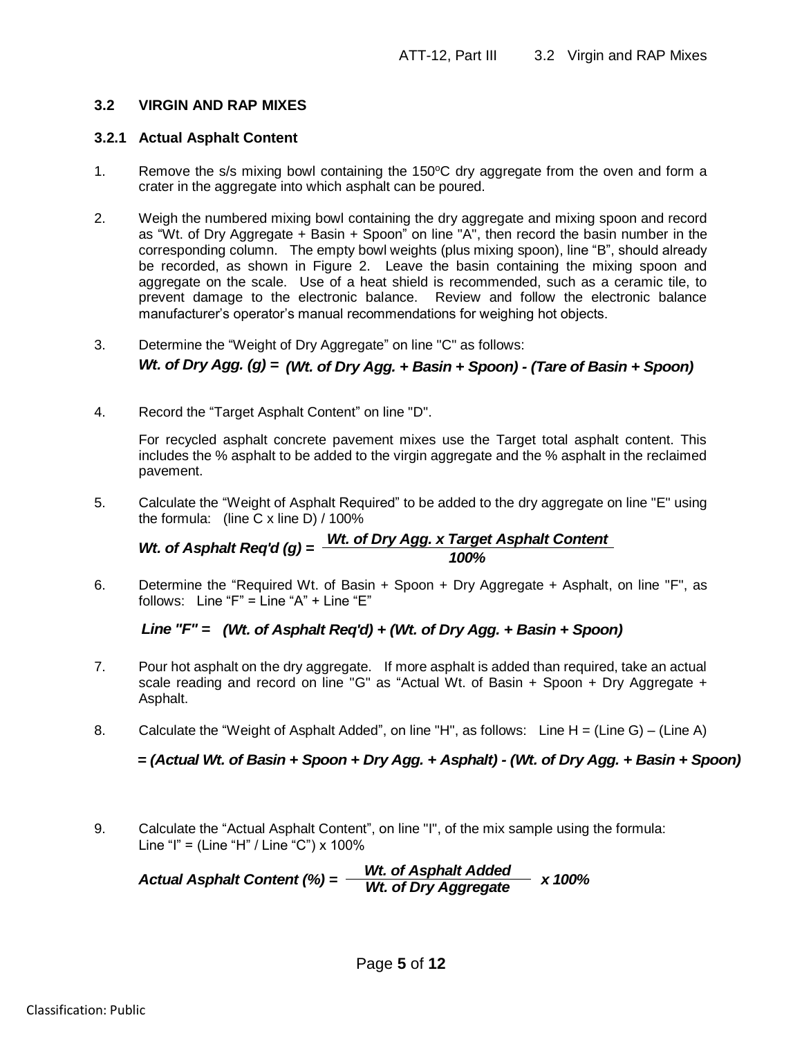## 3.2 VIRGIN AND RAP MIXES

### 3.2.1 Actual Asphalt Content

1. Remove the s/s mixing bowl containing the 150°C dry aggregate from the oven and form a crater in the aggregate into which asphalt can be poured.

2. Weigh the numbered mixing bowl containing the dry aggregate and mixing spoon and record as "Wt. of Dry Aggregate + Basin + Spoon" on line "A", then record the basin number in the corresponding column. The empty bowl weights (plus mixing spoon), line "B", should already be recorded, as shown in Figure 2. Leave the basin containing the mixing spoon and aggregate on the scale. Use of a heat shield is recommended, such as a ceramic tile, to prevent damage to the electronic balance. Review and follow the electronic balance manufacturer's operator's manual recommendations for weighing hot objects.

3. Determine the "Weight of Dry Aggregate" on line "C" as follows:

   ***Wt. of Dry Agg. (g) = (Wt. of Dry Agg. + Basin + Spoon) - (Tare of Basin + Spoon)***

4. Record the "Target Asphalt Content" on line "D".

   For recycled asphalt concrete pavement mixes use the Target total asphalt content. This includes the % asphalt to be added to the virgin aggregate and the % asphalt in the reclaimed pavement.

5. Calculate the "Weight of Asphalt Required" to be added to the dry aggregate on line "E" using the formula: (line C x line D) / 100%

   $$\textit{Wt. of Asphalt Req'd (g)} = \frac{\textit{Wt. of Dry Agg.} \times \textit{Target Asphalt Content}}{100\%}$$

6. Determine the "Required Wt. of Basin + Spoon + Dry Aggregate + Asphalt, on line "F", as follows: Line "F" = Line "A" + Line "E"

   ***Line "F" = (Wt. of Asphalt Req'd) + (Wt. of Dry Agg. + Basin + Spoon)***

7. Pour hot asphalt on the dry aggregate. If more asphalt is added than required, take an actual scale reading and record on line "G" as "Actual Wt. of Basin + Spoon + Dry Aggregate + Asphalt.

8. Calculate the "Weight of Asphalt Added", on line "H", as follows: Line H = (Line G) – (Line A)

   ***= (Actual Wt. of Basin + Spoon + Dry Agg. + Asphalt) - (Wt. of Dry Agg. + Basin + Spoon)***

9. Calculate the "Actual Asphalt Content", on line "I", of the mix sample using the formula: Line "I" = (Line "H" / Line "C") x 100%

   $$\textit{Actual Asphalt Content (\%)} = \frac{\textit{Wt. of Asphalt Added}}{\textit{Wt. of Dry Aggregate}} \times 100\%$$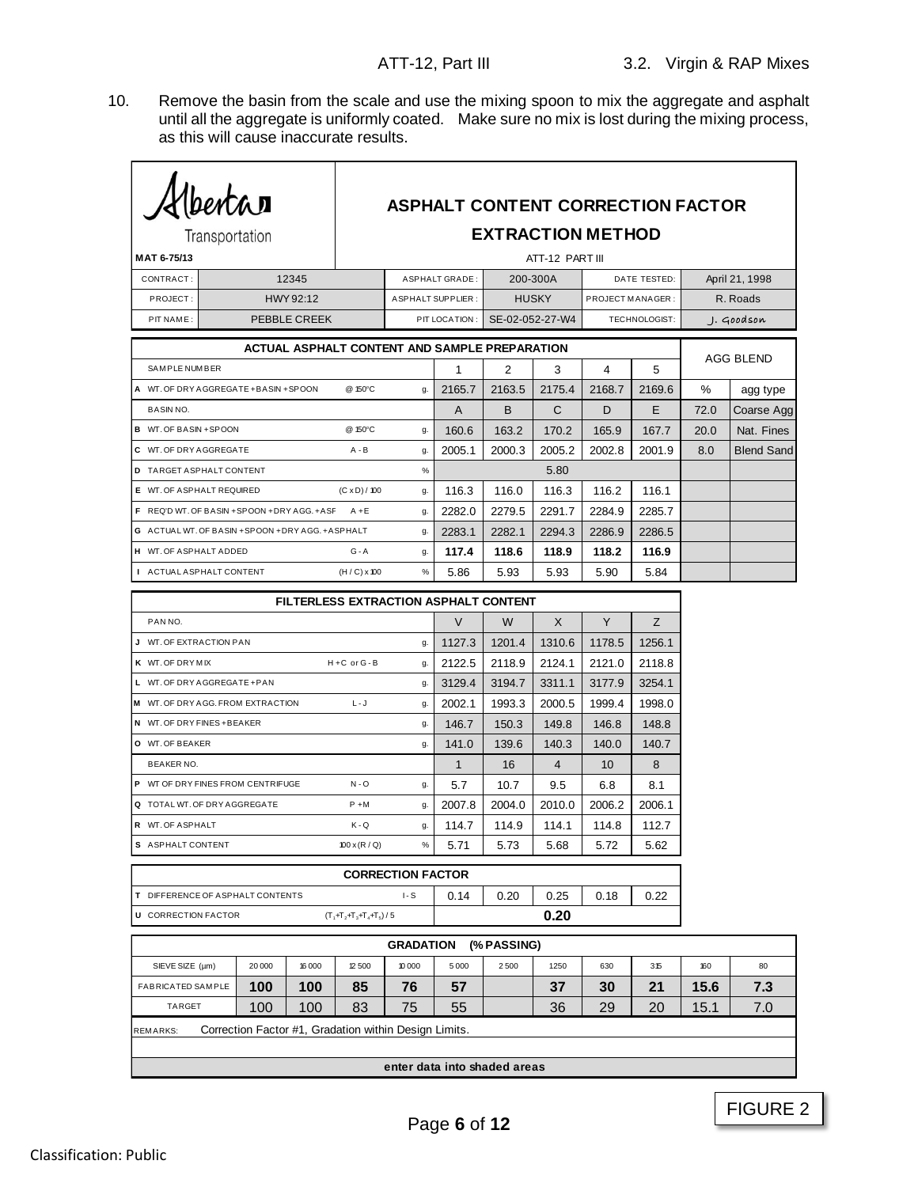10. Remove the basin from the scale and use the mixing spoon to mix the aggregate and asphalt until all the aggregate is uniformly coated. Make sure no mix is lost during the mixing process, as this will cause inaccurate results.

**Alberta Transportation**

MAT 6-75/13

## ASPHALT CONTENT CORRECTION FACTOR
## EXTRACTION METHOD

ATT-12 PART III

| | | | | | |
|---|---|---|---|---|---|
| CONTRACT: | 12345 | ASPHALT GRADE: | 200-300A | DATE TESTED: | April 21, 1998 |
| PROJECT: | HWY 92:12 | ASPHALT SUPPLIER: | HUSKY | PROJECT MANAGER: | R. Roads |
| PIT NAME: | PEBBLE CREEK | PIT LOCATION: | SE-02-052-27-W4 | TECHNOLOGIST: | J. Goodson |

| ACTUAL ASPHALT CONTENT AND SAMPLE PREPARATION | | | | | | | | | AGG BLEND | |
|---|---|---|---|---|---|---|---|---|---|---|
| SAMPLE NUMBER | | | 1 | 2 | 3 | 4 | 5 | | | |
| A WT. OF DRY AGGREGATE + BASIN + SPOON | @ 150°C | g. | 2165.7 | 2163.5 | 2175.4 | 2168.7 | 2169.6 | | % | agg type |
| BASIN NO. | | | A | B | C | D | E | | 72.0 | Coarse Agg |
| B WT. OF BASIN + SPOON | @ 150°C | g. | 160.6 | 163.2 | 170.2 | 165.9 | 167.7 | | 20.0 | Nat. Fines |
| C WT. OF DRY AGGREGATE | A - B | g. | 2005.1 | 2000.3 | 2005.2 | 2002.8 | 2001.9 | | 8.0 | Blend Sand |
| D TARGET ASPHALT CONTENT | | % | | | 5.80 | | | | | |
| E WT. OF ASPHALT REQUIRED | (C x D) / 100 | g. | 116.3 | 116.0 | 116.3 | 116.2 | 116.1 | | | |
| F REQ'D WT. OF BASIN + SPOON + DRY AGG. + ASP | A + E | g. | 2282.0 | 2279.5 | 2291.7 | 2284.9 | 2285.7 | | | |
| G ACTUAL WT. OF BASIN + SPOON + DRY AGG. + ASPHALT | | g. | 2283.1 | 2282.1 | 2294.3 | 2286.9 | 2286.5 | | | |
| H WT. OF ASPHALT ADDED | G - A | g. | **117.4** | **118.6** | **118.9** | **118.2** | **116.9** | | | |
| I ACTUAL ASPHALT CONTENT | (H / C) x 100 | % | 5.86 | 5.93 | 5.93 | 5.90 | 5.84 | | | |

| FILTERLESS EXTRACTION ASPHALT CONTENT | | | | | | | |
|---|---|---|---|---|---|---|---|
| PAN NO. | | | V | W | X | Y | Z |
| J WT. OF EXTRACTION PAN | | g. | 1127.3 | 1201.4 | 1310.6 | 1178.5 | 1256.1 |
| K WT. OF DRY MIX | H + C or G - B | g. | 2122.5 | 2118.9 | 2124.1 | 2121.0 | 2118.8 |
| L WT. OF DRY AGGREGATE + PAN | | g. | 3129.4 | 3194.7 | 3311.1 | 3177.9 | 3254.1 |
| M WT. OF DRY AGG. FROM EXTRACTION | L - J | g. | 2002.1 | 1993.3 | 2000.5 | 1999.4 | 1998.0 |
| N WT. OF DRY FINES + BEAKER | | g. | 146.7 | 150.3 | 149.8 | 146.8 | 148.8 |
| O WT. OF BEAKER | | g. | 141.0 | 139.6 | 140.3 | 140.0 | 140.7 |
| BEAKER NO. | | | 1 | 16 | 4 | 10 | 8 |
| P WT OF DRY FINES FROM CENTRIFUGE | N - O | g. | 5.7 | 10.7 | 9.5 | 6.8 | 8.1 |
| Q TOTAL WT. OF DRY AGGREGATE | P + M | g. | 2007.8 | 2004.0 | 2010.0 | 2006.2 | 2006.1 |
| R WT. OF ASPHALT | K - Q | g. | 114.7 | 114.9 | 114.1 | 114.8 | 112.7 |
| S ASPHALT CONTENT | 100 x (R / Q) | % | 5.71 | 5.73 | 5.68 | 5.72 | 5.62 |

| CORRECTION FACTOR | | | | | | | |
|---|---|---|---|---|---|---|---|
| T DIFFERENCE OF ASPHALT CONTENTS | I - S | | 0.14 | 0.20 | 0.25 | 0.18 | 0.22 |
| U CORRECTION FACTOR | $(T_1+T_2+T_3+T_4+T_5) / 5$ | | | | **0.20** | | |

| GRADATION (% PASSING) | | | | | | | | | | | |
|---|---|---|---|---|---|---|---|---|---|---|---|
| SIEVE SIZE (µm) | 20 000 | 16 000 | 12 500 | 10 000 | 5 000 | 2 500 | 1250 | 630 | 315 | 160 | 80 |
| FABRICATED SAMPLE | **100** | **100** | **85** | **76** | **57** | | **37** | **30** | **21** | **15.6** | **7.3** |
| TARGET | 100 | 100 | 83 | 75 | 55 | | 36 | 29 | 20 | 15.1 | 7.0 |

REMARKS: Correction Factor #1, Gradation within Design Limits.

**enter data into shaded areas**

FIGURE 2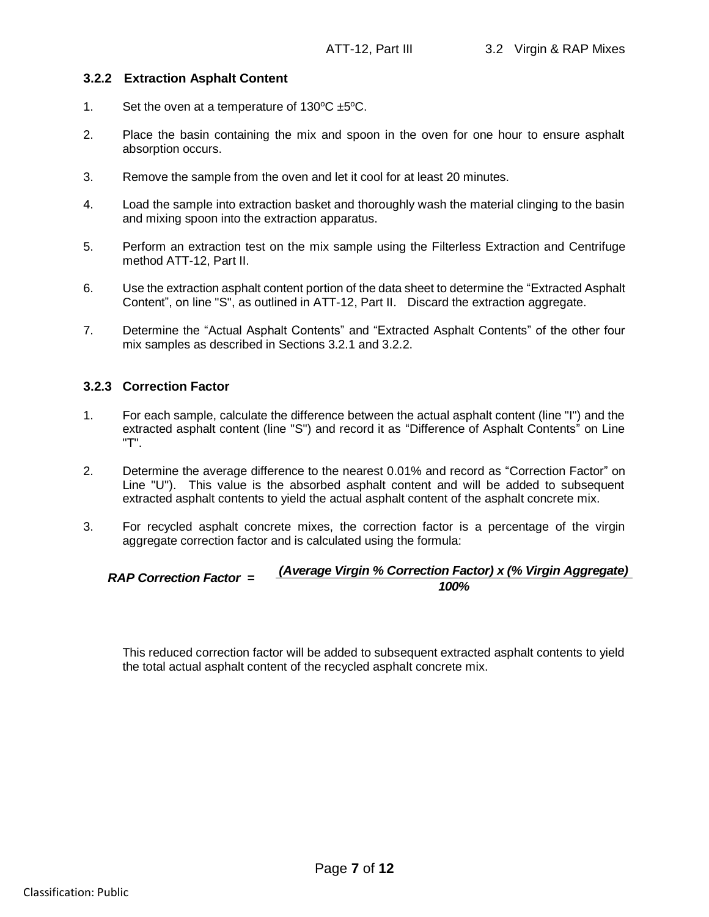### 3.2.2 Extraction Asphalt Content

1. Set the oven at a temperature of 130ºC ±5ºC.

2. Place the basin containing the mix and spoon in the oven for one hour to ensure asphalt absorption occurs.

3. Remove the sample from the oven and let it cool for at least 20 minutes.

4. Load the sample into extraction basket and thoroughly wash the material clinging to the basin and mixing spoon into the extraction apparatus.

5. Perform an extraction test on the mix sample using the Filterless Extraction and Centrifuge method ATT-12, Part II.

6. Use the extraction asphalt content portion of the data sheet to determine the "Extracted Asphalt Content", on line "S", as outlined in ATT-12, Part II. Discard the extraction aggregate.

7. Determine the "Actual Asphalt Contents" and "Extracted Asphalt Contents" of the other four mix samples as described in Sections 3.2.1 and 3.2.2.

### 3.2.3 Correction Factor

1. For each sample, calculate the difference between the actual asphalt content (line "I") and the extracted asphalt content (line "S") and record it as "Difference of Asphalt Contents" on Line "T".

2. Determine the average difference to the nearest 0.01% and record as "Correction Factor" on Line "U"). This value is the absorbed asphalt content and will be added to subsequent extracted asphalt contents to yield the actual asphalt content of the asphalt concrete mix.

3. For recycled asphalt concrete mixes, the correction factor is a percentage of the virgin aggregate correction factor and is calculated using the formula:

$$\textbf{RAP Correction Factor} = \frac{\textbf{(Average Virgin \% Correction Factor) x (\% Virgin Aggregate)}}{\textbf{100\%}}$$

   This reduced correction factor will be added to subsequent extracted asphalt contents to yield the total actual asphalt content of the recycled asphalt concrete mix.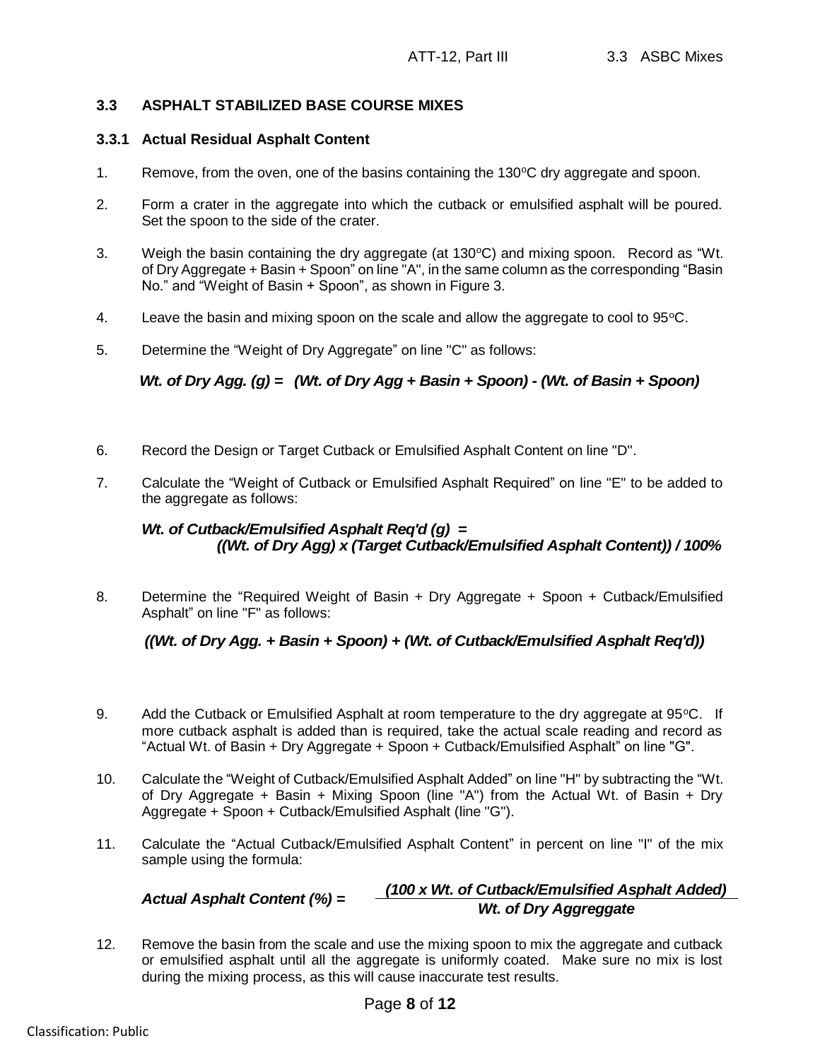## 3.3 ASPHALT STABILIZED BASE COURSE MIXES

### 3.3.1 Actual Residual Asphalt Content

1. Remove, from the oven, one of the basins containing the 130°C dry aggregate and spoon.

2. Form a crater in the aggregate into which the cutback or emulsified asphalt will be poured. Set the spoon to the side of the crater.

3. Weigh the basin containing the dry aggregate (at 130°C) and mixing spoon. Record as "Wt. of Dry Aggregate + Basin + Spoon" on line "A", in the same column as the corresponding "Basin No." and "Weight of Basin + Spoon", as shown in Figure 3.

4. Leave the basin and mixing spoon on the scale and allow the aggregate to cool to 95°C.

5. Determine the "Weight of Dry Aggregate" on line "C" as follows:

   ***Wt. of Dry Agg. (g) = (Wt. of Dry Agg + Basin + Spoon) - (Wt. of Basin + Spoon)***

6. Record the Design or Target Cutback or Emulsified Asphalt Content on line "D".

7. Calculate the "Weight of Cutback or Emulsified Asphalt Required" on line "E" to be added to the aggregate as follows:

   ***Wt. of Cutback/Emulsified Asphalt Req'd (g) = ((Wt. of Dry Agg) x (Target Cutback/Emulsified Asphalt Content)) / 100%***

8. Determine the "Required Weight of Basin + Dry Aggregate + Spoon + Cutback/Emulsified Asphalt" on line "F" as follows:

   ***((Wt. of Dry Agg. + Basin + Spoon) + (Wt. of Cutback/Emulsified Asphalt Req'd))***

9. Add the Cutback or Emulsified Asphalt at room temperature to the dry aggregate at 95°C. If more cutback asphalt is added than is required, take the actual scale reading and record as "Actual Wt. of Basin + Dry Aggregate + Spoon + Cutback/Emulsified Asphalt" on line "G".

10. Calculate the "Weight of Cutback/Emulsified Asphalt Added" on line "H" by subtracting the "Wt. of Dry Aggregate + Basin + Mixing Spoon (line "A") from the Actual Wt. of Basin + Dry Aggregate + Spoon + Cutback/Emulsified Asphalt (line "G").

11. Calculate the "Actual Cutback/Emulsified Asphalt Content" in percent on line "I" of the mix sample using the formula:

    $$\textit{Actual Asphalt Content (\%)} = \frac{\textit{(100 x Wt. of Cutback/Emulsified Asphalt Added)}}{\textit{Wt. of Dry Aggreggate}}$$

12. Remove the basin from the scale and use the mixing spoon to mix the aggregate and cutback or emulsified asphalt until all the aggregate is uniformly coated. Make sure no mix is lost during the mixing process, as this will cause inaccurate test results.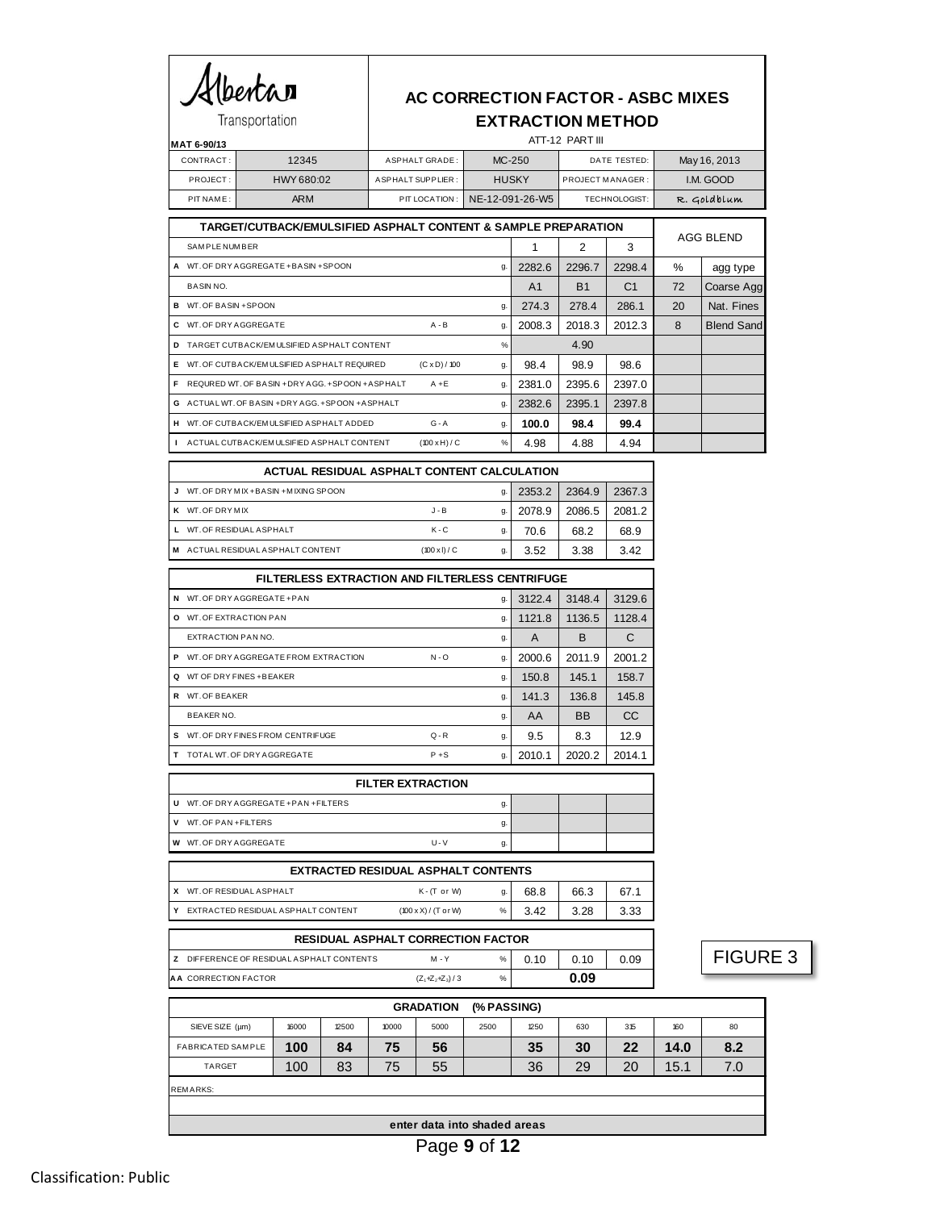Alberta Transportation

MAT 6-90/13

# AC CORRECTION FACTOR - ASBC MIXES
## EXTRACTION METHOD
ATT-12 PART III

| CONTRACT: | 12345 | ASPHALT GRADE: | MC-250 | DATE TESTED: | May 16, 2013 |
|---|---|---|---|---|---|
| PROJECT: | HWY 680:02 | ASPHALT SUPPLIER: | HUSKY | PROJECT MANAGER: | I.M. GOOD |
| PIT NAME: | ARM | PIT LOCATION: | NE-12-091-26-W5 | TECHNOLOGIST: | R. Goldblum |

| | TARGET/CUTBACK/EMULSIFIED ASPHALT CONTENT & SAMPLE PREPARATION | | | 1 | 2 | 3 | AGG BLEND | |
|---|---|---|---|---|---|---|---|---|
| | SAMPLE NUMBER | | | 1 | 2 | 3 | | |
| A | WT. OF DRY AGGREGATE + BASIN + SPOON | | g. | 2282.6 | 2296.7 | 2298.4 | % | agg type |
| | BASIN NO. | | | A1 | B1 | C1 | 72 | Coarse Agg |
| B | WT. OF BASIN + SPOON | | g. | 274.3 | 278.4 | 286.1 | 20 | Nat. Fines |
| C | WT. OF DRY AGGREGATE | A - B | g. | 2008.3 | 2018.3 | 2012.3 | 8 | Blend Sand |
| D | TARGET CUTBACK/EMULSIFIED ASPHALT CONTENT | | % | | 4.90 | | | |
| E | WT. OF CUTBACK/EMULSIFIED ASPHALT REQUIRED | (C x D) / 100 | g. | 98.4 | 98.9 | 98.6 | | |
| F | REQURED WT. OF BASIN + DRY AGG. + SPOON + ASPHALT | A + E | g. | 2381.0 | 2395.6 | 2397.0 | | |
| G | ACTUAL WT. OF BASIN + DRY AGG. + SPOON + ASPHALT | | g. | 2382.6 | 2395.1 | 2397.8 | | |
| H | WT. OF CUTBACK/EMULSIFIED ASPHALT ADDED | G - A | g. | **100.0** | **98.4** | **99.4** | | |
| I | ACTUAL CUTBACK/EMULSIFIED ASPHALT CONTENT | (100 x H) / C | % | 4.98 | 4.88 | 4.94 | | |

| | ACTUAL RESIDUAL ASPHALT CONTENT CALCULATION | | | | | |
|---|---|---|---|---|---|---|
| J | WT. OF DRY MIX + BASIN + MIXING SPOON | | g. | 2353.2 | 2364.9 | 2367.3 |
| K | WT. OF DRY MIX | J - B | g. | 2078.9 | 2086.5 | 2081.2 |
| L | WT. OF RESIDUAL ASPHALT | K - C | g. | 70.6 | 68.2 | 68.9 |
| M | ACTUAL RESIDUAL ASPHALT CONTENT | (100 x I) / C | g. | 3.52 | 3.38 | 3.42 |

| | FILTERLESS EXTRACTION AND FILTERLESS CENTRIFUGE | | | | | |
|---|---|---|---|---|---|---|
| N | WT. OF DRY AGGREGATE + PAN | | g. | 3122.4 | 3148.4 | 3129.6 |
| O | WT. OF EXTRACTION PAN | | g. | 1121.8 | 1136.5 | 1128.4 |
| | EXTRACTION PAN NO. | | g. | A | B | C |
| P | WT. OF DRY AGGREGATE FROM EXTRACTION | N - O | g. | 2000.6 | 2011.9 | 2001.2 |
| Q | WT OF DRY FINES + BEAKER | | g. | 150.8 | 145.1 | 158.7 |
| R | WT. OF BEAKER | | g. | 141.3 | 136.8 | 145.8 |
| | BEAKER NO. | | g. | AA | BB | CC |
| S | WT. OF DRY FINES FROM CENTRIFUGE | Q - R | g. | 9.5 | 8.3 | 12.9 |
| T | TOTAL WT. OF DRY AGGREGATE | P + S | g. | 2010.1 | 2020.2 | 2014.1 |

| | FILTER EXTRACTION | | | | | |
|---|---|---|---|---|---|---|
| U | WT. OF DRY AGGREGATE + PAN + FILTERS | | g. | | | |
| V | WT. OF PAN + FILTERS | | g. | | | |
| W | WT. OF DRY AGGREGATE | U - V | g. | | | |

| | EXTRACTED RESIDUAL ASPHALT CONTENTS | | | | | |
|---|---|---|---|---|---|---|
| X | WT. OF RESIDUAL ASPHALT | K - (T or W) | g. | 68.8 | 66.3 | 67.1 |
| Y | EXTRACTED RESIDUAL ASPHALT CONTENT | (100 x X) / (T or W) | % | 3.42 | 3.28 | 3.33 |

| | RESIDUAL ASPHALT CORRECTION FACTOR | | | | | |
|---|---|---|---|---|---|---|
| Z | DIFFERENCE OF RESIDUAL ASPHALT CONTENTS | M - Y | % | 0.10 | 0.10 | 0.09 |
| AA | CORRECTION FACTOR | $(Z_1+Z_2+Z_3) / 3$ | % | | **0.09** | |

FIGURE 3

| GRADATION (% PASSING) | | | | | | | | | | |
|---|---|---|---|---|---|---|---|---|---|---|
| SIEVE SIZE (µm) | 16000 | 12500 | 10000 | 5000 | 2500 | 1250 | 630 | 315 | 160 | 80 |
| FABRICATED SAMPLE | **100** | **84** | **75** | **56** | | **35** | **30** | **22** | **14.0** | **8.2** |
| TARGET | 100 | 83 | 75 | 55 | | 36 | 29 | 20 | 15.1 | 7.0 |

REMARKS:

**enter data into shaded areas**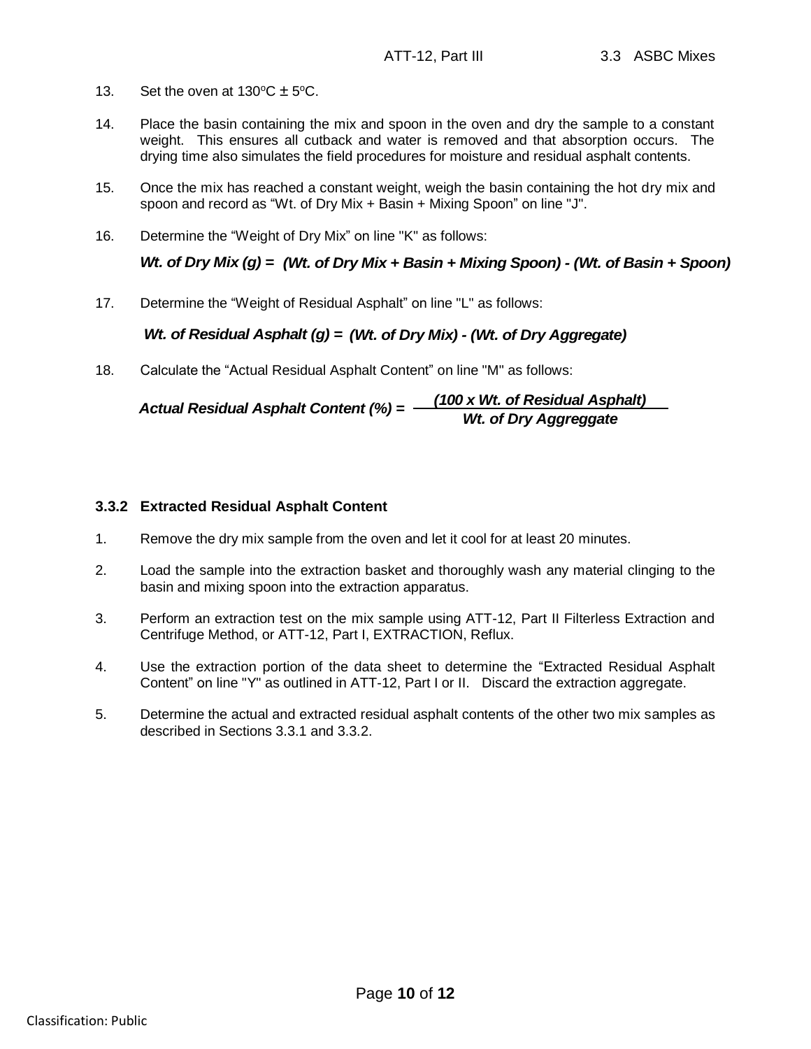13. Set the oven at 130ºC ± 5ºC.

14. Place the basin containing the mix and spoon in the oven and dry the sample to a constant weight. This ensures all cutback and water is removed and that absorption occurs. The drying time also simulates the field procedures for moisture and residual asphalt contents.

15. Once the mix has reached a constant weight, weigh the basin containing the hot dry mix and spoon and record as "Wt. of Dry Mix + Basin + Mixing Spoon" on line "J".

16. Determine the "Weight of Dry Mix" on line "K" as follows:

    ***Wt. of Dry Mix (g) = (Wt. of Dry Mix + Basin + Mixing Spoon) - (Wt. of Basin + Spoon)***

17. Determine the "Weight of Residual Asphalt" on line "L" as follows:

    ***Wt. of Residual Asphalt (g) = (Wt. of Dry Mix) - (Wt. of Dry Aggregate)***

18. Calculate the "Actual Residual Asphalt Content" on line "M" as follows:

$$\textit{Actual Residual Asphalt Content (\%)} = \frac{\textit{(100 x Wt. of Residual Asphalt)}}{\textit{Wt. of Dry Aggreggate}}$$

### 3.3.2 Extracted Residual Asphalt Content

1. Remove the dry mix sample from the oven and let it cool for at least 20 minutes.

2. Load the sample into the extraction basket and thoroughly wash any material clinging to the basin and mixing spoon into the extraction apparatus.

3. Perform an extraction test on the mix sample using ATT-12, Part II Filterless Extraction and Centrifuge Method, or ATT-12, Part I, EXTRACTION, Reflux.

4. Use the extraction portion of the data sheet to determine the "Extracted Residual Asphalt Content" on line "Y" as outlined in ATT-12, Part I or II. Discard the extraction aggregate.

5. Determine the actual and extracted residual asphalt contents of the other two mix samples as described in Sections 3.3.1 and 3.3.2.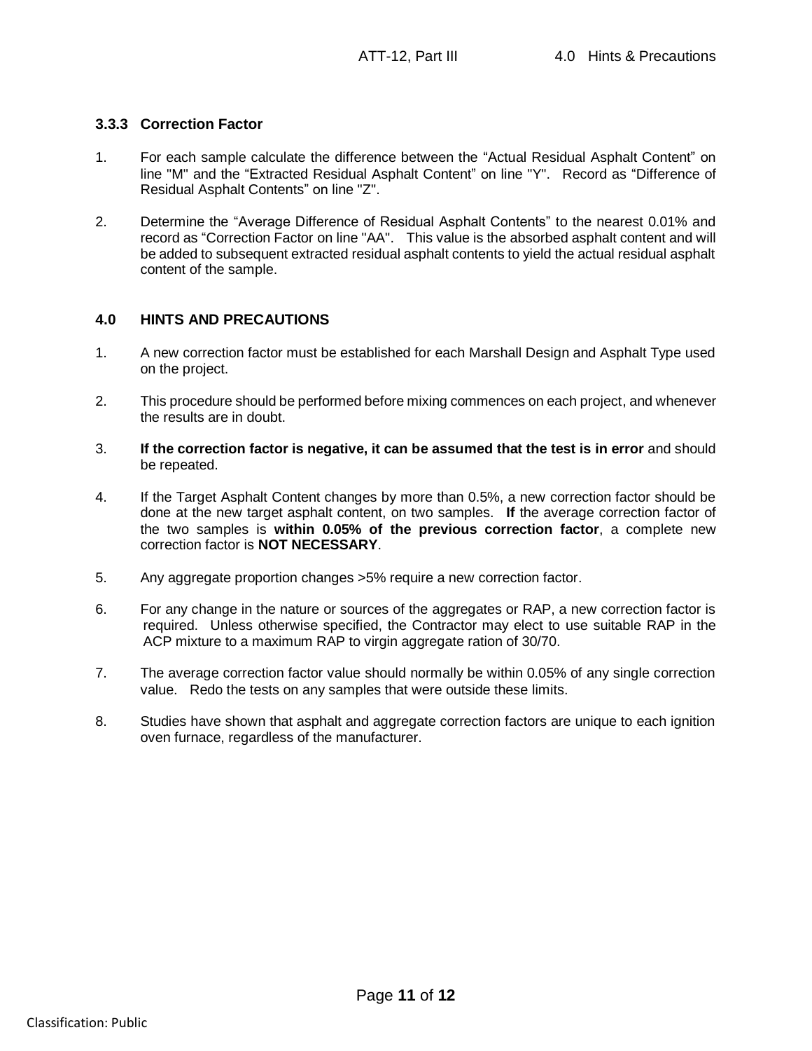### 3.3.3 Correction Factor

1. For each sample calculate the difference between the “Actual Residual Asphalt Content” on line "M" and the “Extracted Residual Asphalt Content” on line "Y". Record as “Difference of Residual Asphalt Contents” on line "Z".

2. Determine the “Average Difference of Residual Asphalt Contents” to the nearest 0.01% and record as “Correction Factor on line "AA". This value is the absorbed asphalt content and will be added to subsequent extracted residual asphalt contents to yield the actual residual asphalt content of the sample.

## 4.0 HINTS AND PRECAUTIONS

1. A new correction factor must be established for each Marshall Design and Asphalt Type used on the project.

2. This procedure should be performed before mixing commences on each project, and whenever the results are in doubt.

3. **If the correction factor is negative, it can be assumed that the test is in error** and should be repeated.

4. If the Target Asphalt Content changes by more than 0.5%, a new correction factor should be done at the new target asphalt content, on two samples. **If** the average correction factor of the two samples is **within 0.05% of the previous correction factor**, a complete new correction factor is **NOT NECESSARY**.

5. Any aggregate proportion changes >5% require a new correction factor.

6. For any change in the nature or sources of the aggregates or RAP, a new correction factor is required. Unless otherwise specified, the Contractor may elect to use suitable RAP in the ACP mixture to a maximum RAP to virgin aggregate ration of 30/70.

7. The average correction factor value should normally be within 0.05% of any single correction value. Redo the tests on any samples that were outside these limits.

8. Studies have shown that asphalt and aggregate correction factors are unique to each ignition oven furnace, regardless of the manufacturer.